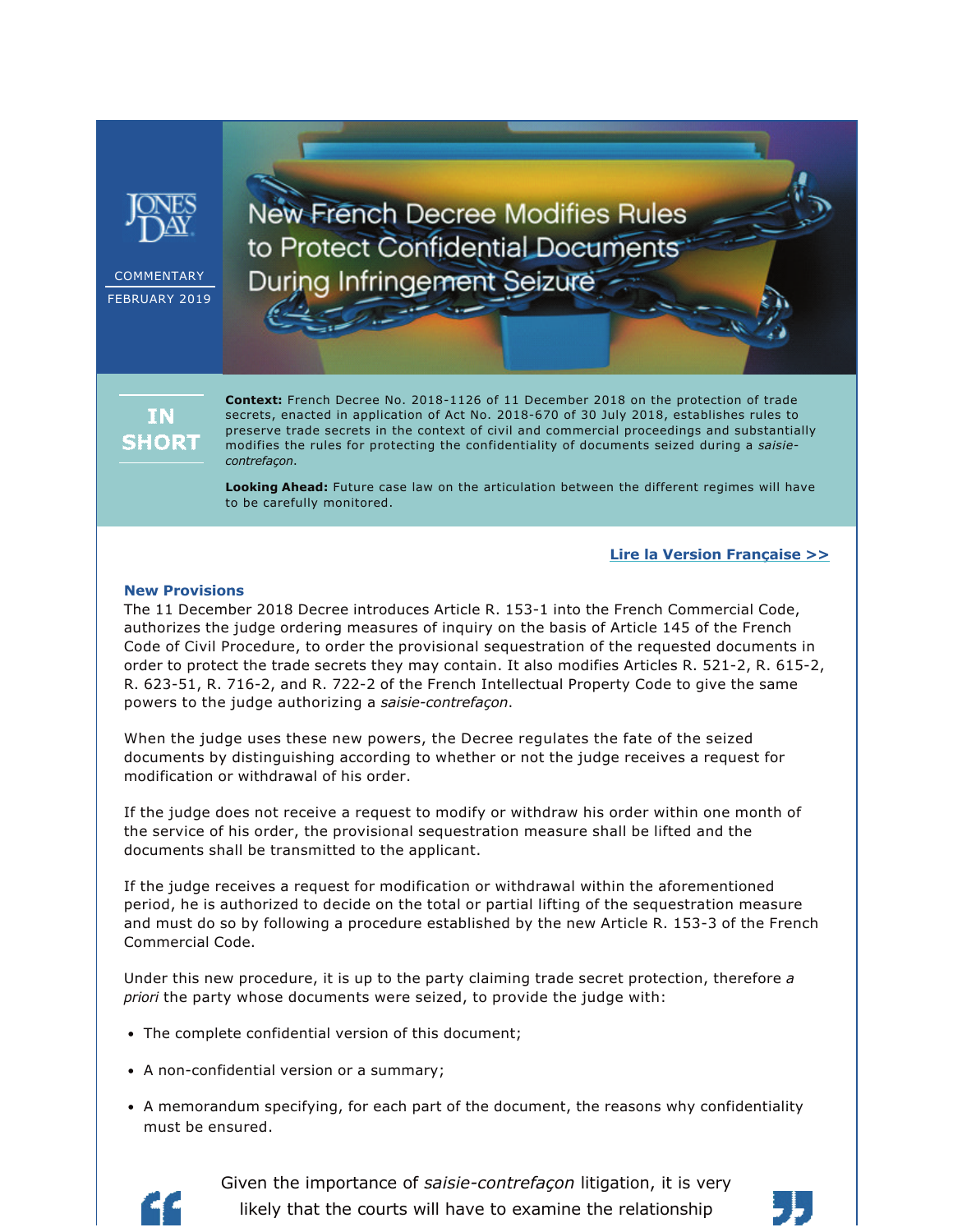JONES DAY

COMMENTARY

FEBRUARY 2019

# New French Decree Modifies Rules to Protect Confidential Documents During Infringement Seizure

**IN SHORT**

**Context:** French Decree No. 2018-1126 of 11 December 2018 on the protection of trade secrets, enacted in application of Act No. 2018-670 of 30 July 2018, establishes rules to preserve trade secrets in the context of civil and commercial proceedings and substantially modifies the rules for protecting the confidentiality of documents seized during a *saisie-contrefaçon*.

**Looking Ahead:** Future case law on the articulation between the different regimes will have to be carefully monitored.

**Lire la Version Française >>**

### New Provisions

The 11 December 2018 Decree introduces Article R. 153-1 into the French Commercial Code, authorizes the judge ordering measures of inquiry on the basis of Article 145 of the French Code of Civil Procedure, to order the provisional sequestration of the requested documents in order to protect the trade secrets they may contain. It also modifies Articles R. 521-2, R. 615-2, R. 623-51, R. 716-2, and R. 722-2 of the French Intellectual Property Code to give the same powers to the judge authorizing a *saisie-contrefaçon*.

When the judge uses these new powers, the Decree regulates the fate of the seized documents by distinguishing according to whether or not the judge receives a request for modification or withdrawal of his order.

If the judge does not receive a request to modify or withdraw his order within one month of the service of his order, the provisional sequestration measure shall be lifted and the documents shall be transmitted to the applicant.

If the judge receives a request for modification or withdrawal within the aforementioned period, he is authorized to decide on the total or partial lifting of the sequestration measure and must do so by following a procedure established by the new Article R. 153-3 of the French Commercial Code.

Under this new procedure, it is up to the party claiming trade secret protection, therefore *a priori* the party whose documents were seized, to provide the judge with:

- The complete confidential version of this document;
- A non-confidential version or a summary;
- A memorandum specifying, for each part of the document, the reasons why confidentiality must be ensured.

Given the importance of *saisie-contrefaçon* litigation, it is very likely that the courts will have to examine the relationship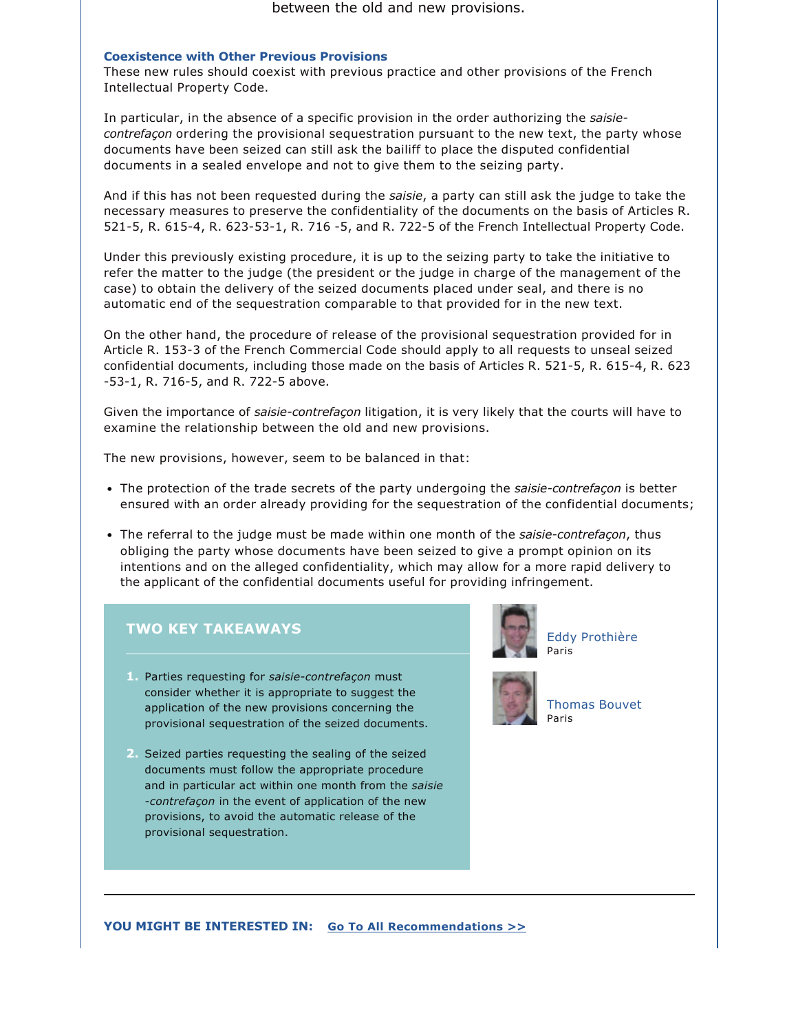between the old and new provisions.

### Coexistence with Other Previous Provisions

These new rules should coexist with previous practice and other provisions of the French Intellectual Property Code.

In particular, in the absence of a specific provision in the order authorizing the *saisie-contrefaçon* ordering the provisional sequestration pursuant to the new text, the party whose documents have been seized can still ask the bailiff to place the disputed confidential documents in a sealed envelope and not to give them to the seizing party.

And if this has not been requested during the *saisie*, a party can still ask the judge to take the necessary measures to preserve the confidentiality of the documents on the basis of Articles R. 521-5, R. 615-4, R. 623-53-1, R. 716 -5, and R. 722-5 of the French Intellectual Property Code.

Under this previously existing procedure, it is up to the seizing party to take the initiative to refer the matter to the judge (the president or the judge in charge of the management of the case) to obtain the delivery of the seized documents placed under seal, and there is no automatic end of the sequestration comparable to that provided for in the new text.

On the other hand, the procedure of release of the provisional sequestration provided for in Article R. 153-3 of the French Commercial Code should apply to all requests to unseal seized confidential documents, including those made on the basis of Articles R. 521-5, R. 615-4, R. 623 -53-1, R. 716-5, and R. 722-5 above.

Given the importance of *saisie-contrefaçon* litigation, it is very likely that the courts will have to examine the relationship between the old and new provisions.

The new provisions, however, seem to be balanced in that:

- The protection of the trade secrets of the party undergoing the *saisie-contrefaçon* is better ensured with an order already providing for the sequestration of the confidential documents;
- The referral to the judge must be made within one month of the *saisie-contrefaçon*, thus obliging the party whose documents have been seized to give a prompt opinion on its intentions and on the alleged confidentiality, which may allow for a more rapid delivery to the applicant of the confidential documents useful for providing infringement.

**TWO KEY TAKEAWAYS**

1. Parties requesting for *saisie-contrefaçon* must consider whether it is appropriate to suggest the application of the new provisions concerning the provisional sequestration of the seized documents.
2. Seized parties requesting the sealing of the seized documents must follow the appropriate procedure and in particular act within one month from the *saisie -contrefaçon* in the event of application of the new provisions, to avoid the automatic release of the provisional sequestration.

Eddy Prothière
Paris

Thomas Bouvet
Paris

**YOU MIGHT BE INTERESTED IN:** Go To All Recommendations >>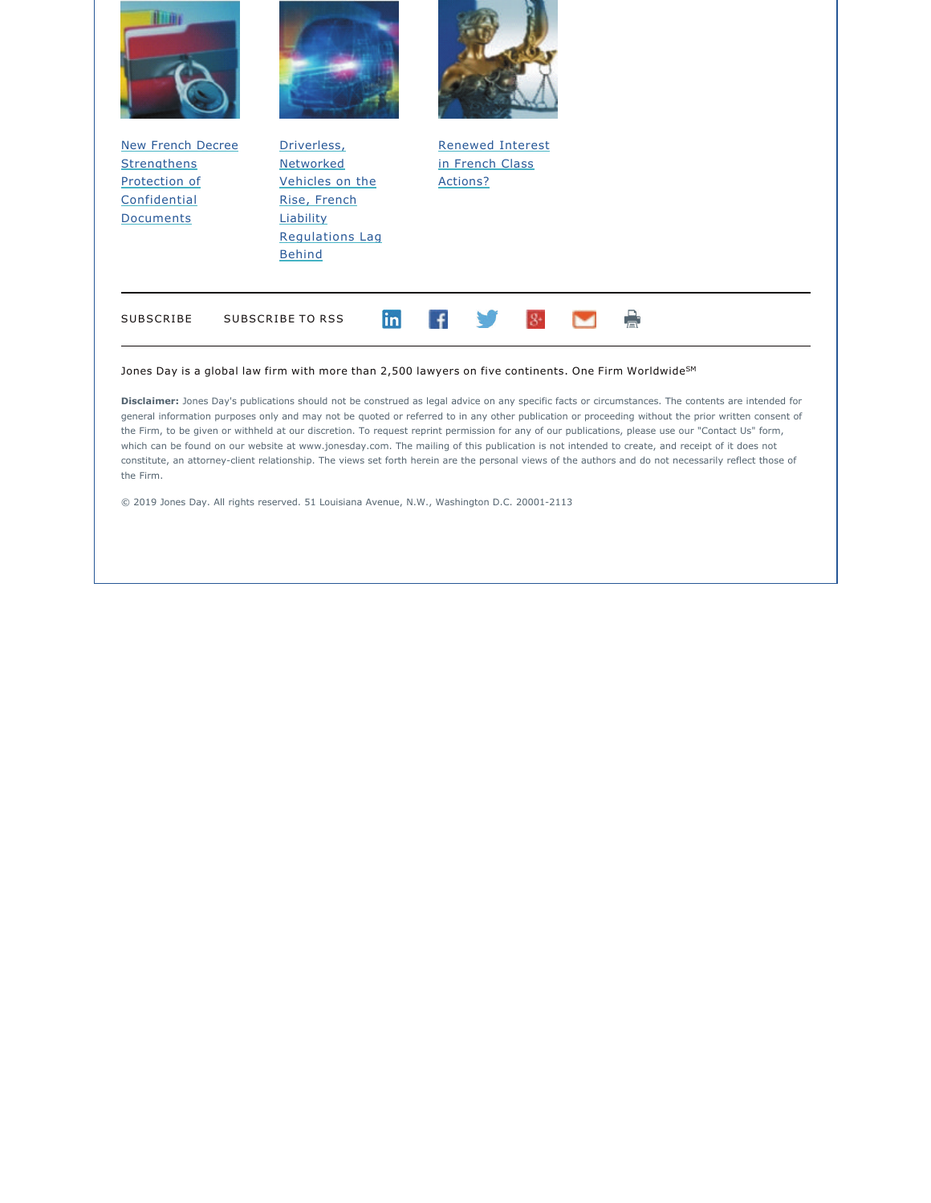New French Decree Strengthens Protection of Confidential Documents

Driverless, Networked Vehicles on the Rise, French Liability Regulations Lag Behind

Renewed Interest in French Class Actions?

SUBSCRIBE SUBSCRIBE TO RSS

Jones Day is a global law firm with more than 2,500 lawyers on five continents. One Firm Worldwide℠

**Disclaimer:** Jones Day's publications should not be construed as legal advice on any specific facts or circumstances. The contents are intended for general information purposes only and may not be quoted or referred to in any other publication or proceeding without the prior written consent of the Firm, to be given or withheld at our discretion. To request reprint permission for any of our publications, please use our "Contact Us" form, which can be found on our website at www.jonesday.com. The mailing of this publication is not intended to create, and receipt of it does not constitute, an attorney-client relationship. The views set forth herein are the personal views of the authors and do not necessarily reflect those of the Firm.

© 2019 Jones Day. All rights reserved. 51 Louisiana Avenue, N.W., Washington D.C. 20001-2113